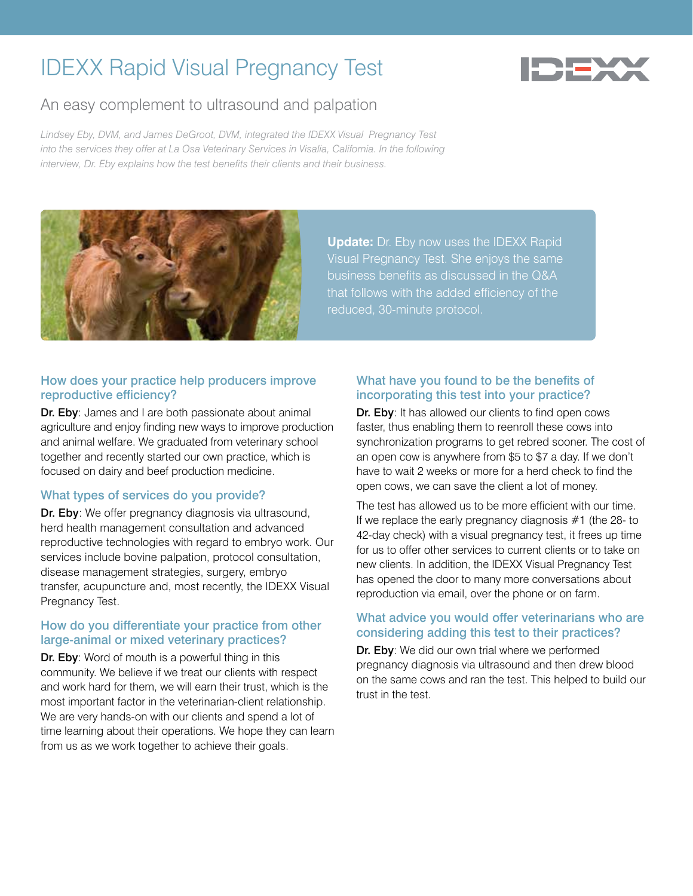# IDEXX Rapid Visual Pregnancy Test

## An easy complement to ultrasound and palpation

*Lindsey Eby, DVM, and James DeGroot, DVM, integrated the IDEXX Visual Pregnancy Test into the services they offer at La Osa Veterinary Services in Visalia, California. In the following interview, Dr. Eby explains how the test benefits their clients and their business.*

**Update:** Dr. Eby now uses the IDEXX Rapid Visual Pregnancy Test. She enjoys the same business benefits as discussed in the Q&A that follows with the added efficiency of the reduced, 30-minute protocol.

### How does your practice help producers improve reproductive efficiency?

**Dr. Eby**: James and I are both passionate about animal agriculture and enjoy finding new ways to improve production and animal welfare. We graduated from veterinary school together and recently started our own practice, which is focused on dairy and beef production medicine.

### What types of services do you provide?

**Dr. Eby**: We offer pregnancy diagnosis via ultrasound, herd health management consultation and advanced reproductive technologies with regard to embryo work. Our services include bovine palpation, protocol consultation, disease management strategies, surgery, embryo transfer, acupuncture and, most recently, the IDEXX Visual Pregnancy Test.

### How do you differentiate your practice from other large-animal or mixed veterinary practices?

**Dr. Eby**: Word of mouth is a powerful thing in this community. We believe if we treat our clients with respect and work hard for them, we will earn their trust, which is the most important factor in the veterinarian-client relationship. We are very hands-on with our clients and spend a lot of time learning about their operations. We hope they can learn from us as we work together to achieve their goals.

### What have you found to be the benefits of incorporating this test into your practice?

**Dr. Eby**: It has allowed our clients to find open cows faster, thus enabling them to reenroll these cows into synchronization programs to get rebred sooner. The cost of an open cow is anywhere from $5 to $7 a day. If we don't have to wait 2 weeks or more for a herd check to find the open cows, we can save the client a lot of money.

The test has allowed us to be more efficient with our time. If we replace the early pregnancy diagnosis #1 (the 28- to 42-day check) with a visual pregnancy test, it frees up time for us to offer other services to current clients or to take on new clients. In addition, the IDEXX Visual Pregnancy Test has opened the door to many more conversations about reproduction via email, over the phone or on farm.

### What advice you would offer veterinarians who are considering adding this test to their practices?

**Dr. Eby**: We did our own trial where we performed pregnancy diagnosis via ultrasound and then drew blood on the same cows and ran the test. This helped to build our trust in the test.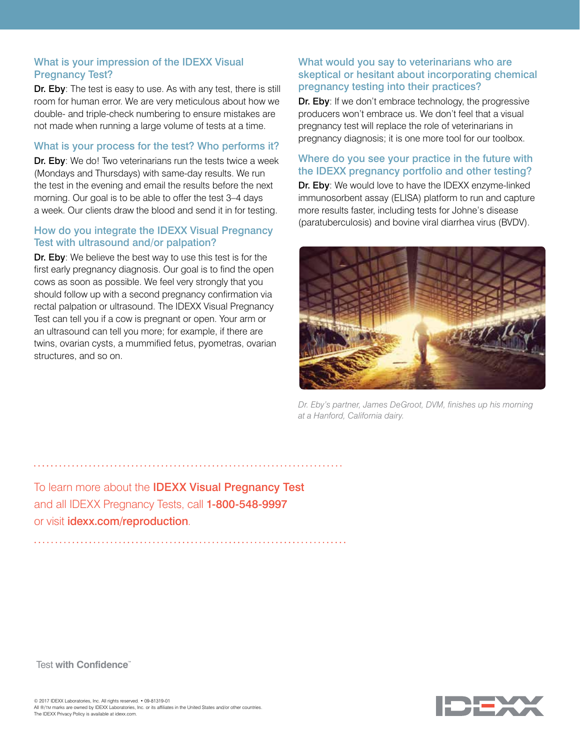### What is your impression of the IDEXX Visual Pregnancy Test?

**Dr. Eby**: The test is easy to use. As with any test, there is still room for human error. We are very meticulous about how we double- and triple-check numbering to ensure mistakes are not made when running a large volume of tests at a time.

### What is your process for the test? Who performs it?

**Dr. Eby**: We do! Two veterinarians run the tests twice a week (Mondays and Thursdays) with same-day results. We run the test in the evening and email the results before the next morning. Our goal is to be able to offer the test 3–4 days a week. Our clients draw the blood and send it in for testing.

### How do you integrate the IDEXX Visual Pregnancy Test with ultrasound and/or palpation?

**Dr. Eby**: We believe the best way to use this test is for the first early pregnancy diagnosis. Our goal is to find the open cows as soon as possible. We feel very strongly that you should follow up with a second pregnancy confirmation via rectal palpation or ultrasound. The IDEXX Visual Pregnancy Test can tell you if a cow is pregnant or open. Your arm or an ultrasound can tell you more; for example, if there are twins, ovarian cysts, a mummified fetus, pyometras, ovarian structures, and so on.

### What would you say to veterinarians who are skeptical or hesitant about incorporating chemical pregnancy testing into their practices?

**Dr. Eby**: If we don't embrace technology, the progressive producers won't embrace us. We don't feel that a visual pregnancy test will replace the role of veterinarians in pregnancy diagnosis; it is one more tool for our toolbox.

### Where do you see your practice in the future with the IDEXX pregnancy portfolio and other testing?

**Dr. Eby**: We would love to have the IDEXX enzyme-linked immunosorbent assay (ELISA) platform to run and capture more results faster, including tests for Johne's disease (paratuberculosis) and bovine viral diarrhea virus (BVDV).

*Dr. Eby's partner, James DeGroot, DVM, finishes up his morning at a Hanford, California dairy.*

---

To learn more about the **IDEXX Visual Pregnancy Test** and all IDEXX Pregnancy Tests, call **1-800-548-9997** or visit **idexx.com/reproduction**.

---

Test **with Confidence**™

© 2017 IDEXX Laboratories, Inc. All rights reserved. • 09-81319-01
All ®/TM marks are owned by IDEXX Laboratories, Inc. or its affiliates in the United States and/or other countries.
The IDEXX Privacy Policy is available at idexx.com.

IDEXX